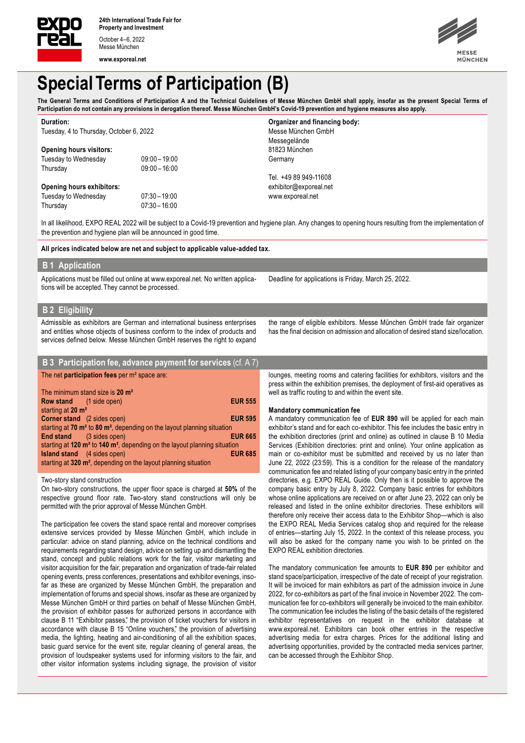24th International Trade Fair for Property and Investment

October 4–6, 2022
Messe München

www.exporeal.net

# Special Terms of Participation (B)

**The General Terms and Conditions of Participation A and the Technical Guidelines of Messe München GmbH shall apply, insofar as the present Special Terms of Participation do not contain any provisions in derogation thereof. Messe München GmbH's Covid-19 prevention and hygiene measures also apply.**

**Duration:**
Tuesday, 4 to Thursday, October 6, 2022

**Opening hours visitors:**

| | |
|---|---|
| Tuesday to Wednesday | 09:00 – 19:00 |
| Thursday | 09:00 – 16:00 |

**Opening hours exhibitors:**

| | |
|---|---|
| Tuesday to Wednesday | 07:30 – 19:00 |
| Thursday | 07:30 – 16:00 |

**Organizer and financing body:**
Messe München GmbH
Messegelände
81823 München
Germany

Tel. +49 89 949-11608
exhibitor@exporeal.net
www.exporeal.net

In all likelihood, EXPO REAL 2022 will be subject to a Covid-19 prevention and hygiene plan. Any changes to opening hours resulting from the implementation of the prevention and hygiene plan will be announced in good time.

**All prices indicated below are net and subject to applicable value-added tax.**

## B 1 Application

Applications must be filled out online at www.exporeal.net. No written applications will be accepted. They cannot be processed.

Deadline for applications is Friday, March 25, 2022.

## B 2 Eligibility

Admissible as exhibitors are German and international business enterprises and entities whose objects of business conform to the index of products and services defined below. Messe München GmbH reserves the right to expand the range of eligible exhibitors. Messe München GmbH trade fair organizer has the final decision on admission and allocation of desired stand size/location.

## B 3 Participation fee, advance payment for services (cf. A 7)

The net **participation fees** per m² space are:

The minimum stand size is **20 m²**

| Stand type | | Fee |
|---|---|---|
| **Row stand** | (1 side open) starting at **20 m²** | **EUR 555** |
| **Corner stand** | (2 sides open) starting at **70 m²** to **80 m²**, depending on the layout planning situation | **EUR 595** |
| **End stand** | (3 sides open) starting at **120 m²** to **140 m²**, depending on the layout planning situation | **EUR 665** |
| **Island stand** | (4 sides open) starting at **320 m²**, depending on the layout planning situation | **EUR 685** |

Two-story stand construction
On two-story constructions, the upper floor space is charged at **50%** of the respective ground floor rate. Two-story stand constructions will only be permitted with the prior approval of Messe München GmbH.

The participation fee covers the stand space rental and moreover comprises extensive services provided by Messe München GmbH, which include in particular: advice on stand planning, advice on the technical conditions and requirements regarding stand design, advice on setting up and dismantling the stand, concept and public relations work for the fair, visitor marketing and visitor acquisition for the fair, preparation and organization of trade-fair related opening events, press conferences, presentations and exhibitor evenings, insofar as these are organized by Messe München GmbH, the preparation and implementation of forums and special shows, insofar as these are organized by Messe München GmbH or third parties on behalf of Messe München GmbH, the provision of exhibitor passes for authorized persons in accordance with clause B 11 "Exhibitor passes," the provision of ticket vouchers for visitors in accordance with clause B 15 "Online vouchers," the provision of advertising media, the lighting, heating and air-conditioning of all the exhibition spaces, basic guard service for the event site, regular cleaning of general areas, the provision of loudspeaker systems used for informing visitors to the fair, and other visitor information systems including signage, the provision of visitor lounges, meeting rooms and catering facilities for exhibitors, visitors and the press within the exhibition premises, the deployment of first-aid operatives as well as traffic routing to and within the event site.

**Mandatory communication fee**
A mandatory communication fee of **EUR 890** will be applied for each main exhibitor's stand and for each co-exhibitor. This fee includes the basic entry in the exhibition directories (print and online) as outlined in clause B 10 Media Services (Exhibition directories: print and online). Your online application as main or co-exhibitor must be submitted and received by us no later than June 22, 2022 (23:59). This is a condition for the release of the mandatory communication fee and related listing of your company basic entry in the printed directories, e.g. EXPO REAL Guide. Only then is it possible to approve the company basic entry by July 8, 2022. Company basic entries for exhibitors whose online applications are received on or after June 23, 2022 can only be released and listed in the online exhibitor directories. These exhibitors will therefore only receive their access data to the Exhibitor Shop—which is also the EXPO REAL Media Services catalog shop and required for the release of entries—starting July 15, 2022. In the context of this release process, you will also be asked for the company name you wish to be printed on the EXPO REAL exhibition directories.

The mandatory communication fee amounts to **EUR 890** per exhibitor and stand space/participation, irrespective of the date of receipt of your registration. It will be invoiced for main exhibitors as part of the admission invoice in June 2022, for co-exhibitors as part of the final invoice in November 2022. The communication fee for co-exhibitors will generally be invoiced to the main exhibitor. The communication fee includes the listing of the basic details of the registered exhibitor representatives on request in the exhibitor database at www.exporeal.net. Exhibitors can book other entries in the respective advertising media for extra charges. Prices for the additional listing and advertising opportunities, provided by the contracted media services partner, can be accessed through the Exhibitor Shop.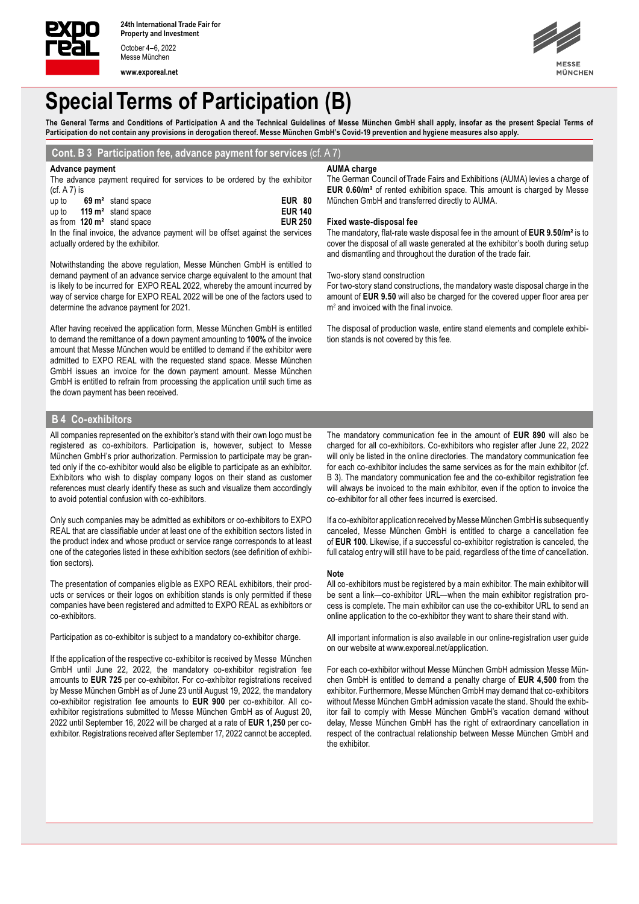# Special Terms of Participation (B)

**The General Terms and Conditions of Participation A and the Technical Guidelines of Messe München GmbH shall apply, insofar as the present Special Terms of Participation do not contain any provisions in derogation thereof. Messe München GmbH's Covid-19 prevention and hygiene measures also apply.**

## Cont. B 3 Participation fee, advance payment for services (cf. A 7)

### Advance payment

The advance payment required for services to be ordered by the exhibitor (cf. A 7) is

| | | |
|---|---|---|
| up to | **69 m²** stand space | **EUR 80** |
| up to | **119 m²** stand space | **EUR 140** |
| as from | **120 m²** stand space | **EUR 250** |

In the final invoice, the advance payment will be offset against the services actually ordered by the exhibitor.

Notwithstanding the above regulation, Messe München GmbH is entitled to demand payment of an advance service charge equivalent to the amount that is likely to be incurred for EXPO REAL 2022, whereby the amount incurred by way of service charge for EXPO REAL 2022 will be one of the factors used to determine the advance payment for 2021.

After having received the application form, Messe München GmbH is entitled to demand the remittance of a down payment amounting to **100%** of the invoice amount that Messe München would be entitled to demand if the exhibitor were admitted to EXPO REAL with the requested stand space. Messe München GmbH issues an invoice for the down payment amount. Messe München GmbH is entitled to refrain from processing the application until such time as the down payment has been received.

### AUMA charge

The German Council of Trade Fairs and Exhibitions (AUMA) levies a charge of **EUR 0.60/m²** of rented exhibition space. This amount is charged by Messe München GmbH and transferred directly to AUMA.

### Fixed waste-disposal fee

The mandatory, flat-rate waste disposal fee in the amount of **EUR 9.50/m²** is to cover the disposal of all waste generated at the exhibitor's booth during setup and dismantling and throughout the duration of the trade fair.

Two-story stand construction

For two-story stand constructions, the mandatory waste disposal charge in the amount of **EUR 9.50** will also be charged for the covered upper floor area per m² and invoiced with the final invoice.

The disposal of production waste, entire stand elements and complete exhibition stands is not covered by this fee.

## B 4 Co-exhibitors

All companies represented on the exhibitor's stand with their own logo must be registered as co-exhibitors. Participation is, however, subject to Messe München GmbH's prior authorization. Permission to participate may be granted only if the co-exhibitor would also be eligible to participate as an exhibitor. Exhibitors who wish to display company logos on their stand as customer references must clearly identify these as such and visualize them accordingly to avoid potential confusion with co-exhibitors.

Only such companies may be admitted as exhibitors or co-exhibitors to EXPO REAL that are classifiable under at least one of the exhibition sectors listed in the product index and whose product or service range corresponds to at least one of the categories listed in these exhibition sectors (see definition of exhibition sectors).

The presentation of companies eligible as EXPO REAL exhibitors, their products or services or their logos on exhibition stands is only permitted if these companies have been registered and admitted to EXPO REAL as exhibitors or co-exhibitors.

Participation as co-exhibitor is subject to a mandatory co-exhibitor charge.

If the application of the respective co-exhibitor is received by Messe München GmbH until June 22, 2022, the mandatory co-exhibitor registration fee amounts to **EUR 725** per co-exhibitor. For co-exhibitor registrations received by Messe München GmbH as of June 23 until August 19, 2022, the mandatory co-exhibitor registration fee amounts to **EUR 900** per co-exhibitor. All co-exhibitor registrations submitted to Messe München GmbH as of August 20, 2022 until September 16, 2022 will be charged at a rate of **EUR 1,250** per co-exhibitor. Registrations received after September 17, 2022 cannot be accepted.

The mandatory communication fee in the amount of **EUR 890** will also be charged for all co-exhibitors. Co-exhibitors who register after June 22, 2022 will only be listed in the online directories. The mandatory communication fee for each co-exhibitor includes the same services as for the main exhibitor (cf. B 3). The mandatory communication fee and the co-exhibitor registration fee will always be invoiced to the main exhibitor, even if the option to invoice the co-exhibitor for all other fees incurred is exercised.

If a co-exhibitor application received by Messe München GmbH is subsequently canceled, Messe München GmbH is entitled to charge a cancellation fee of **EUR 100**. Likewise, if a successful co-exhibitor registration is canceled, the full catalog entry will still have to be paid, regardless of the time of cancellation.

### Note

All co-exhibitors must be registered by a main exhibitor. The main exhibitor will be sent a link—co-exhibitor URL—when the main exhibitor registration process is complete. The main exhibitor can use the co-exhibitor URL to send an online application to the co-exhibitor they want to share their stand with.

All important information is also available in our online-registration user guide on our website at www.exporeal.net/application.

For each co-exhibitor without Messe München GmbH admission Messe München GmbH is entitled to demand a penalty charge of **EUR 4,500** from the exhibitor. Furthermore, Messe München GmbH may demand that co-exhibitors without Messe München GmbH admission vacate the stand. Should the exhibitor fail to comply with Messe München GmbH's vacation demand without delay, Messe München GmbH has the right of extraordinary cancellation in respect of the contractual relationship between Messe München GmbH and the exhibitor.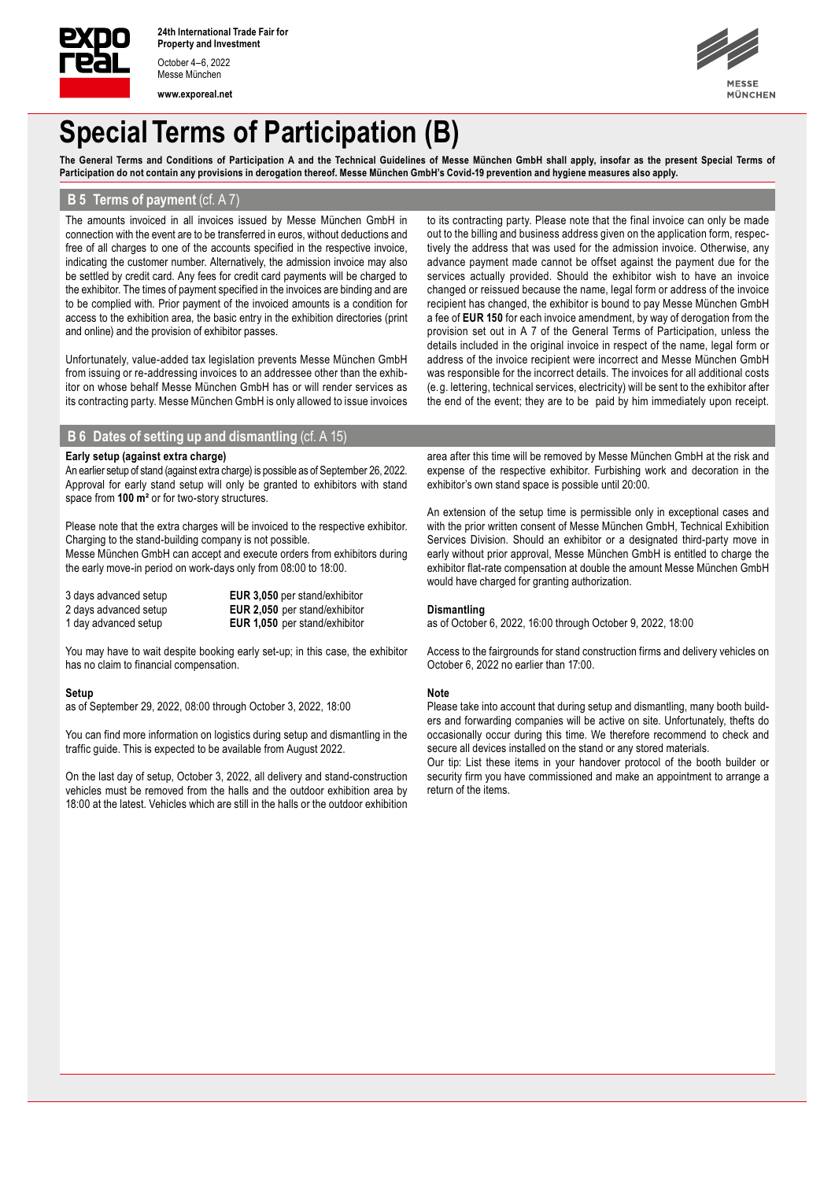24th International Trade Fair for Property and Investment

October 4–6, 2022
Messe München

www.exporeal.net

# Special Terms of Participation (B)

**The General Terms and Conditions of Participation A and the Technical Guidelines of Messe München GmbH shall apply, insofar as the present Special Terms of Participation do not contain any provisions in derogation thereof. Messe München GmbH's Covid-19 prevention and hygiene measures also apply.**

## B 5 Terms of payment (cf. A 7)

The amounts invoiced in all invoices issued by Messe München GmbH in connection with the event are to be transferred in euros, without deductions and free of all charges to one of the accounts specified in the respective invoice, indicating the customer number. Alternatively, the admission invoice may also be settled by credit card. Any fees for credit card payments will be charged to the exhibitor. The times of payment specified in the invoices are binding and are to be complied with. Prior payment of the invoiced amounts is a condition for access to the exhibition area, the basic entry in the exhibition directories (print and online) and the provision of exhibitor passes.

Unfortunately, value-added tax legislation prevents Messe München GmbH from issuing or re-addressing invoices to an addressee other than the exhibitor on whose behalf Messe München GmbH has or will render services as its contracting party. Messe München GmbH is only allowed to issue invoices to its contracting party. Please note that the final invoice can only be made out to the billing and business address given on the application form, respectively the address that was used for the admission invoice. Otherwise, any advance payment made cannot be offset against the payment due for the services actually provided. Should the exhibitor wish to have an invoice changed or reissued because the name, legal form or address of the invoice recipient has changed, the exhibitor is bound to pay Messe München GmbH a fee of **EUR 150** for each invoice amendment, by way of derogation from the provision set out in A 7 of the General Terms of Participation, unless the details included in the original invoice in respect of the name, legal form or address of the invoice recipient were incorrect and Messe München GmbH was responsible for the incorrect details. The invoices for all additional costs (e. g. lettering, technical services, electricity) will be sent to the exhibitor after the end of the event; they are to be paid by him immediately upon receipt.

## B 6 Dates of setting up and dismantling (cf. A 15)

**Early setup (against extra charge)**

An earlier setup of stand (against extra charge) is possible as of September 26, 2022. Approval for early stand setup will only be granted to exhibitors with stand space from **100 m²** or for two-story structures.

Please note that the extra charges will be invoiced to the respective exhibitor. Charging to the stand-building company is not possible.
Messe München GmbH can accept and execute orders from exhibitors during the early move-in period on work-days only from 08:00 to 18:00.

| | |
|---|---|
| 3 days advanced setup | **EUR 3,050** per stand/exhibitor |
| 2 days advanced setup | **EUR 2,050** per stand/exhibitor |
| 1 day advanced setup | **EUR 1,050** per stand/exhibitor |

You may have to wait despite booking early set-up; in this case, the exhibitor has no claim to financial compensation.

**Setup**

as of September 29, 2022, 08:00 through October 3, 2022, 18:00

You can find more information on logistics during setup and dismantling in the traffic guide. This is expected to be available from August 2022.

On the last day of setup, October 3, 2022, all delivery and stand-construction vehicles must be removed from the halls and the outdoor exhibition area by 18:00 at the latest. Vehicles which are still in the halls or the outdoor exhibition area after this time will be removed by Messe München GmbH at the risk and expense of the respective exhibitor. Furbishing work and decoration in the exhibitor's own stand space is possible until 20:00.

An extension of the setup time is permissible only in exceptional cases and with the prior written consent of Messe München GmbH, Technical Exhibition Services Division. Should an exhibitor or a designated third-party move in early without prior approval, Messe München GmbH is entitled to charge the exhibitor flat-rate compensation at double the amount Messe München GmbH would have charged for granting authorization.

**Dismantling**

as of October 6, 2022, 16:00 through October 9, 2022, 18:00

Access to the fairgrounds for stand construction firms and delivery vehicles on October 6, 2022 no earlier than 17:00.

**Note**

Please take into account that during setup and dismantling, many booth builders and forwarding companies will be active on site. Unfortunately, thefts do occasionally occur during this time. We therefore recommend to check and secure all devices installed on the stand or any stored materials.
Our tip: List these items in your handover protocol of the booth builder or security firm you have commissioned and make an appointment to arrange a return of the items.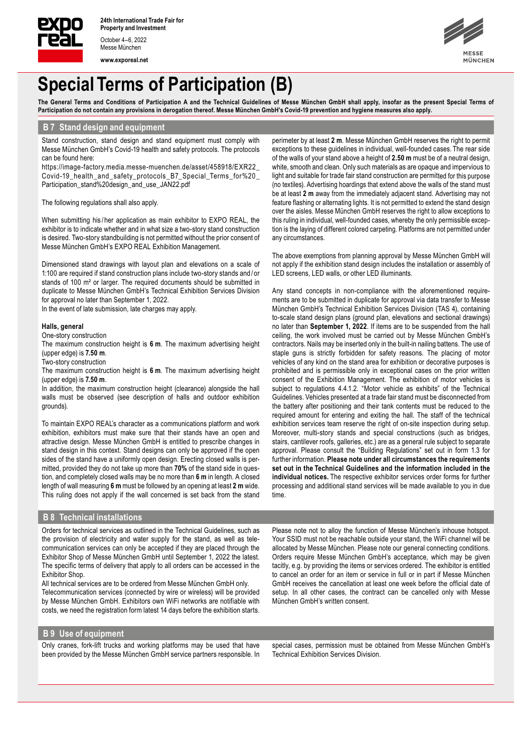# Special Terms of Participation (B)

**The General Terms and Conditions of Participation A and the Technical Guidelines of Messe München GmbH shall apply, insofar as the present Special Terms of Participation do not contain any provisions in derogation thereof. Messe München GmbH's Covid-19 prevention and hygiene measures also apply.**

## B 7 Stand design and equipment

Stand construction, stand design and stand equipment must comply with Messe München GmbH's Covid-19 health and safety protocols. The protocols can be found here:
https://image-factory.media.messe-muenchen.de/asset/458918/EXR22_Covid-19_health_and_safety_protocols_B7_Special_Terms_for%20_Participation_stand%20design_and_use_JAN22.pdf

The following regulations shall also apply.

When submitting his/her application as main exhibitor to EXPO REAL, the exhibitor is to indicate whether and in what size a two-story stand construction is desired. Two-story standbuilding is not permitted without the prior consent of Messe München GmbH's EXPO REAL Exhibition Management.

Dimensioned stand drawings with layout plan and elevations on a scale of 1:100 are required if stand construction plans include two-story stands and/or stands of 100 m² or larger. The required documents should be submitted in duplicate to Messe München GmbH's Technical Exhibition Services Division for approval no later than September 1, 2022.
In the event of late submission, late charges may apply.

**Halls, general**

One-story construction
The maximum construction height is **6 m**. The maximum advertising height (upper edge) is **7.50 m**.
Two-story construction
The maximum construction height is **6 m**. The maximum advertising height (upper edge) is **7.50 m**.
In addition, the maximum construction height (clearance) alongside the hall walls must be observed (see description of halls and outdoor exhibition grounds).

To maintain EXPO REAL's character as a communications platform and work exhibition, exhibitors must make sure that their stands have an open and attractive design. Messe München GmbH is entitled to prescribe changes in stand design in this context. Stand designs can only be approved if the open sides of the stand have a uniformly open design. Erecting closed walls is permitted, provided they do not take up more than **70%** of the stand side in question, and completely closed walls may be no more than **6 m** in length. A closed length of wall measuring **6 m** must be followed by an opening at least **2 m** wide. This ruling does not apply if the wall concerned is set back from the stand perimeter by at least **2 m**. Messe München GmbH reserves the right to permit exceptions to these guidelines in individual, well-founded cases. The rear side of the walls of your stand above a height of **2.50 m** must be of a neutral design, white, smooth and clean. Only such materials as are opaque and impervious to light and suitable for trade fair stand construction are permitted for this purpose (no textiles). Advertising hoardings that extend above the walls of the stand must be at least **2 m** away from the immediately adjacent stand. Advertising may not feature flashing or alternating lights. It is not permitted to extend the stand design over the aisles. Messe München GmbH reserves the right to allow exceptions to this ruling in individual, well-founded cases, whereby the only permissible exception is the laying of different colored carpeting. Platforms are not permitted under any circumstances.

The above exemptions from planning approval by Messe München GmbH will not apply if the exhibition stand design includes the installation or assembly of LED screens, LED walls, or other LED illuminants.

Any stand concepts in non-compliance with the aforementioned requirements are to be submitted in duplicate for approval via data transfer to Messe München GmbH's Technical Exhibition Services Division (TAS 4), containing to-scale stand design plans (ground plan, elevations and sectional drawings) no later than **September 1, 2022**. If items are to be suspended from the hall ceiling, the work involved must be carried out by Messe München GmbH's contractors. Nails may be inserted only in the built-in nailing battens. The use of staple guns is strictly forbidden for safety reasons. The placing of motor vehicles of any kind on the stand area for exhibition or decorative purposes is prohibited and is permissible only in exceptional cases on the prior written consent of the Exhibition Management. The exhibition of motor vehicles is subject to regulations 4.4.1.2. "Motor vehicle as exhibits" of the Technical Guidelines. Vehicles presented at a trade fair stand must be disconnected from the battery after positioning and their tank contents must be reduced to the required amount for entering and exiting the hall. The staff of the technical exhibition services team reserve the right of on-site inspection during setup. Moreover, multi-story stands and special constructions (such as bridges, stairs, cantilever roofs, galleries, etc.) are as a general rule subject to separate approval. Please consult the "Building Regulations" set out in form 1.3 for further information. **Please note under all circumstances the requirements set out in the Technical Guidelines and the information included in the individual notices.** The respective exhibitor services order forms for further processing and additional stand services will be made available to you in due time.

## B 8 Technical installations

Orders for technical services as outlined in the Technical Guidelines, such as the provision of electricity and water supply for the stand, as well as telecommunication services can only be accepted if they are placed through the Exhibitor Shop of Messe München GmbH until September 1, 2022 the latest. The specific terms of delivery that apply to all orders can be accessed in the Exhibitor Shop.
All technical services are to be ordered from Messe München GmbH only.
Telecommunication services (connected by wire or wireless) will be provided by Messe München GmbH. Exhibitors own WiFi networks are notifiable with costs, we need the registration form latest 14 days before the exhibition starts. Please note not to alloy the function of Messe München's inhouse hotspot. Your SSID must not be reachable outside your stand, the WiFi channel will be allocated by Messe München. Please note our general connecting conditions. Orders require Messe München GmbH's acceptance, which may be given tacitly, e.g. by providing the items or services ordered. The exhibitor is entitled to cancel an order for an item or service in full or in part if Messe München GmbH receives the cancellation at least one week before the official date of setup. In all other cases, the contract can be cancelled only with Messe München GmbH's written consent.

## B 9 Use of equipment

Only cranes, fork-lift trucks and working platforms may be used that have been provided by the Messe München GmbH service partners responsible. In special cases, permission must be obtained from Messe München GmbH's Technical Exhibition Services Division.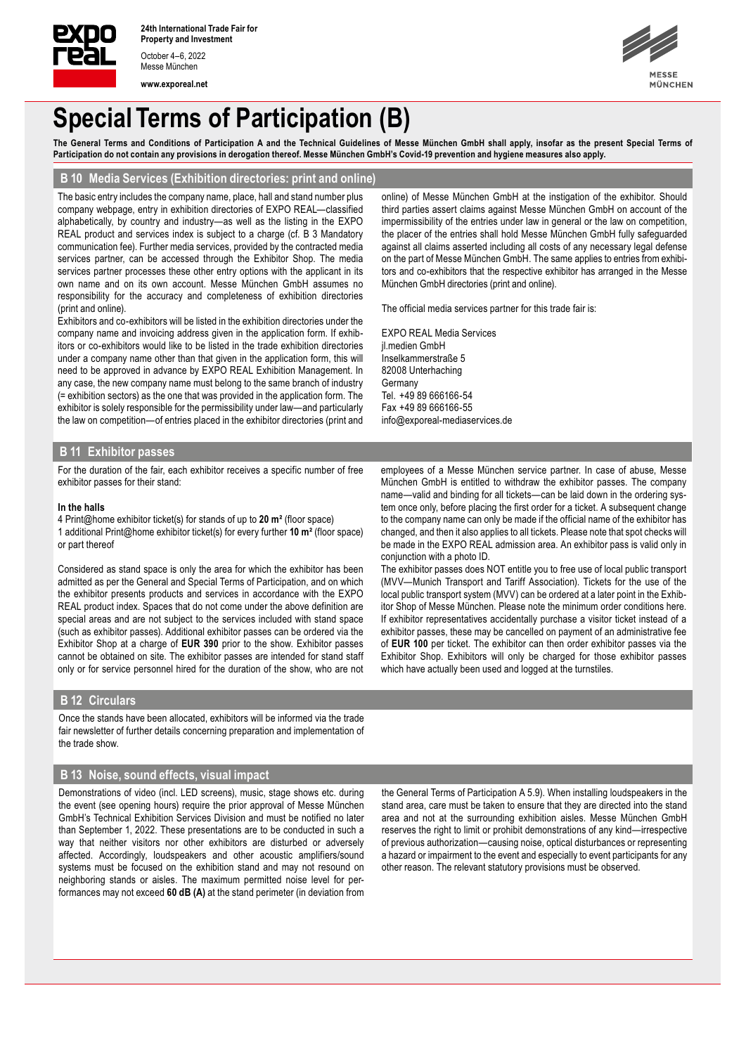# Special Terms of Participation (B)

**The General Terms and Conditions of Participation A and the Technical Guidelines of Messe München GmbH shall apply, insofar as the present Special Terms of Participation do not contain any provisions in derogation thereof. Messe München GmbH's Covid-19 prevention and hygiene measures also apply.**

## B 10 Media Services (Exhibition directories: print and online)

The basic entry includes the company name, place, hall and stand number plus company webpage, entry in exhibition directories of EXPO REAL—classified alphabetically, by country and industry—as well as the listing in the EXPO REAL product and services index is subject to a charge (cf. B 3 Mandatory communication fee). Further media services, provided by the contracted media services partner, can be accessed through the Exhibitor Shop. The media services partner processes these other entry options with the applicant in its own name and on its own account. Messe München GmbH assumes no responsibility for the accuracy and completeness of exhibition directories (print and online).

Exhibitors and co-exhibitors will be listed in the exhibition directories under the company name and invoicing address given in the application form. If exhibitors or co-exhibitors would like to be listed in the trade exhibition directories under a company name other than that given in the application form, this will need to be approved in advance by EXPO REAL Exhibition Management. In any case, the new company name must belong to the same branch of industry (= exhibition sectors) as the one that was provided in the application form. The exhibitor is solely responsible for the permissibility under law—and particularly the law on competition—of entries placed in the exhibitor directories (print and online) of Messe München GmbH at the instigation of the exhibitor. Should third parties assert claims against Messe München GmbH on account of the impermissibility of the entries under law in general or the law on competition, the placer of the entries shall hold Messe München GmbH fully safeguarded against all claims asserted including all costs of any necessary legal defense on the part of Messe München GmbH. The same applies to entries from exhibitors and co-exhibitors that the respective exhibitor has arranged in the Messe München GmbH directories (print and online).

The official media services partner for this trade fair is:

EXPO REAL Media Services
jl.medien GmbH
Inselkammerstraße 5
82008 Unterhaching
Germany
Tel. +49 89 666166-54
Fax +49 89 666166-55
info@exporeal-mediaservices.de

## B 11 Exhibitor passes

For the duration of the fair, each exhibitor receives a specific number of free exhibitor passes for their stand:

**In the halls**

4 Print@home exhibitor ticket(s) for stands of up to **20 m²** (floor space)
1 additional Print@home exhibitor ticket(s) for every further **10 m²** (floor space) or part thereof

Considered as stand space is only the area for which the exhibitor has been admitted as per the General and Special Terms of Participation, and on which the exhibitor presents products and services in accordance with the EXPO REAL product index. Spaces that do not come under the above definition are special areas and are not subject to the services included with stand space (such as exhibitor passes). Additional exhibitor passes can be ordered via the Exhibitor Shop at a charge of **EUR 390** prior to the show. Exhibitor passes cannot be obtained on site. The exhibitor passes are intended for stand staff only or for service personnel hired for the duration of the show, who are not employees of a Messe München service partner. In case of abuse, Messe München GmbH is entitled to withdraw the exhibitor passes. The company name—valid and binding for all tickets—can be laid down in the ordering system once only, before placing the first order for a ticket. A subsequent change to the company name can only be made if the official name of the exhibitor has changed, and then it also applies to all tickets. Please note that spot checks will be made in the EXPO REAL admission area. An exhibitor pass is valid only in conjunction with a photo ID.

The exhibitor passes does NOT entitle you to free use of local public transport (MVV—Munich Transport and Tariff Association). Tickets for the use of the local public transport system (MVV) can be ordered at a later point in the Exhibitor Shop of Messe München. Please note the minimum order conditions here. If exhibitor representatives accidentally purchase a visitor ticket instead of a exhibitor passes, these may be cancelled on payment of an administrative fee of **EUR 100** per ticket. The exhibitor can then order exhibitor passes via the Exhibitor Shop. Exhibitors will only be charged for those exhibitor passes which have actually been used and logged at the turnstiles.

## B 12 Circulars

Once the stands have been allocated, exhibitors will be informed via the trade fair newsletter of further details concerning preparation and implementation of the trade show.

## B 13 Noise, sound effects, visual impact

Demonstrations of video (incl. LED screens), music, stage shows etc. during the event (see opening hours) require the prior approval of Messe München GmbH's Technical Exhibition Services Division and must be notified no later than September 1, 2022. These presentations are to be conducted in such a way that neither visitors nor other exhibitors are disturbed or adversely affected. Accordingly, loudspeakers and other acoustic amplifiers/sound systems must be focused on the exhibition stand and may not resound on neighboring stands or aisles. The maximum permitted noise level for performances may not exceed **60 dB (A)** at the stand perimeter (in deviation from the General Terms of Participation A 5.9). When installing loudspeakers in the stand area, care must be taken to ensure that they are directed into the stand area and not at the surrounding exhibition aisles. Messe München GmbH reserves the right to limit or prohibit demonstrations of any kind—irrespective of previous authorization—causing noise, optical disturbances or representing a hazard or impairment to the event and especially to event participants for any other reason. The relevant statutory provisions must be observed.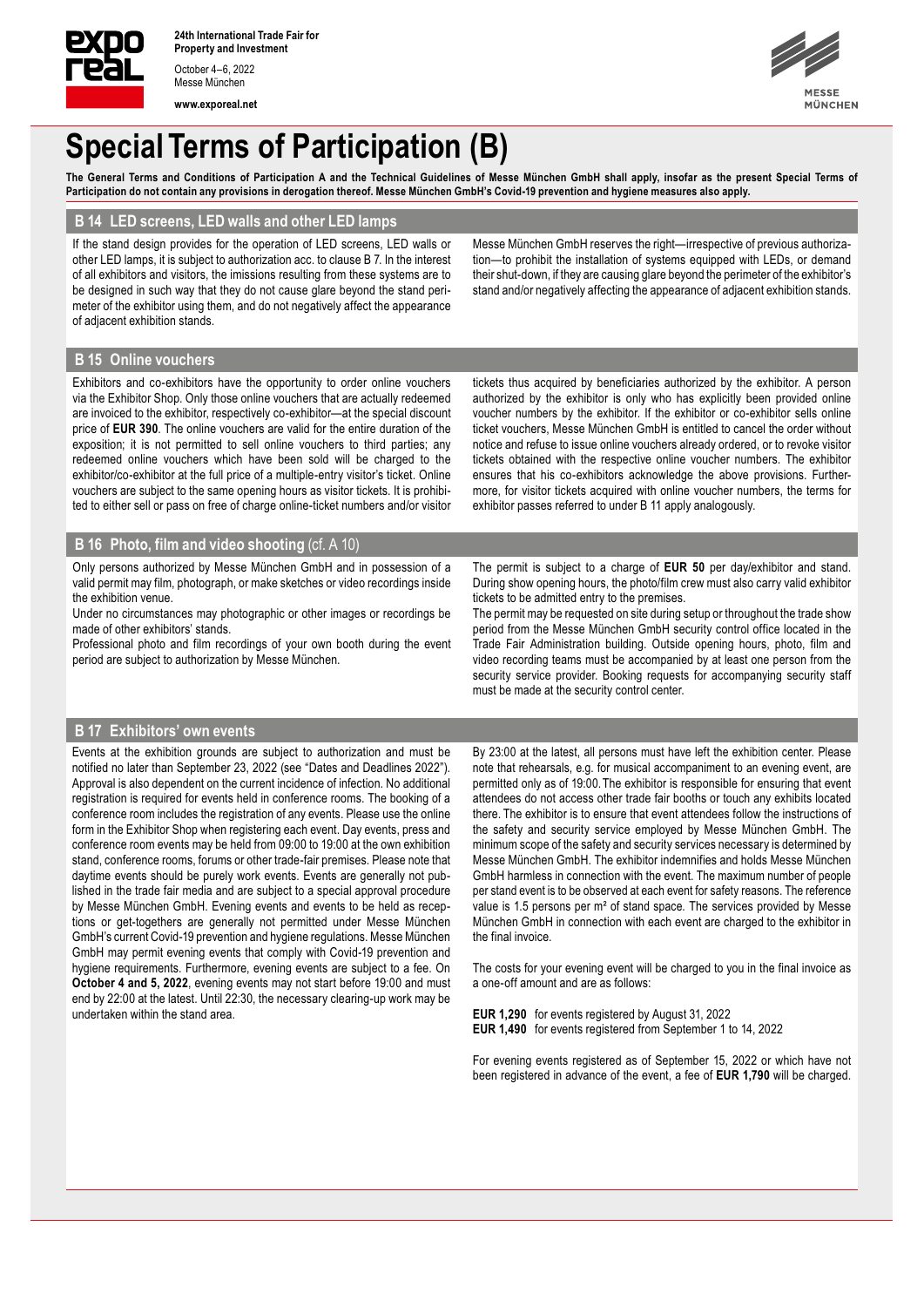# Special Terms of Participation (B)

**The General Terms and Conditions of Participation A and the Technical Guidelines of Messe München GmbH shall apply, insofar as the present Special Terms of Participation do not contain any provisions in derogation thereof. Messe München GmbH's Covid-19 prevention and hygiene measures also apply.**

## B 14 LED screens, LED walls and other LED lamps

If the stand design provides for the operation of LED screens, LED walls or other LED lamps, it is subject to authorization acc. to clause B 7. In the interest of all exhibitors and visitors, the imissions resulting from these systems are to be designed in such way that they do not cause glare beyond the stand perimeter of the exhibitor using them, and do not negatively affect the appearance of adjacent exhibition stands.

Messe München GmbH reserves the right—irrespective of previous authorization—to prohibit the installation of systems equipped with LEDs, or demand their shut-down, if they are causing glare beyond the perimeter of the exhibitor's stand and/or negatively affecting the appearance of adjacent exhibition stands.

## B 15 Online vouchers

Exhibitors and co-exhibitors have the opportunity to order online vouchers via the Exhibitor Shop. Only those online vouchers that are actually redeemed are invoiced to the exhibitor, respectively co-exhibitor—at the special discount price of **EUR 390**. The online vouchers are valid for the entire duration of the exposition; it is not permitted to sell online vouchers to third parties; any redeemed online vouchers which have been sold will be charged to the exhibitor/co-exhibitor at the full price of a multiple-entry visitor's ticket. Online vouchers are subject to the same opening hours as visitor tickets. It is prohibited to either sell or pass on free of charge online-ticket numbers and/or visitor tickets thus acquired by beneficiaries authorized by the exhibitor. A person authorized by the exhibitor is only who has explicitly been provided online voucher numbers by the exhibitor. If the exhibitor or co-exhibitor sells online ticket vouchers, Messe München GmbH is entitled to cancel the order without notice and refuse to issue online vouchers already ordered, or to revoke visitor tickets obtained with the respective online voucher numbers. The exhibitor ensures that his co-exhibitors acknowledge the above provisions. Furthermore, for visitor tickets acquired with online voucher numbers, the terms for exhibitor passes referred to under B 11 apply analogously.

## B 16 Photo, film and video shooting (cf. A 10)

Only persons authorized by Messe München GmbH and in possession of a valid permit may film, photograph, or make sketches or video recordings inside the exhibition venue.

Under no circumstances may photographic or other images or recordings be made of other exhibitors' stands.

Professional photo and film recordings of your own booth during the event period are subject to authorization by Messe München.

The permit is subject to a charge of **EUR 50** per day/exhibitor and stand. During show opening hours, the photo/film crew must also carry valid exhibitor tickets to be admitted entry to the premises.

The permit may be requested on site during setup or throughout the trade show period from the Messe München GmbH security control office located in the Trade Fair Administration building. Outside opening hours, photo, film and video recording teams must be accompanied by at least one person from the security service provider. Booking requests for accompanying security staff must be made at the security control center.

## B 17 Exhibitors' own events

Events at the exhibition grounds are subject to authorization and must be notified no later than September 23, 2022 (see "Dates and Deadlines 2022"). Approval is also dependent on the current incidence of infection. No additional registration is required for events held in conference rooms. The booking of a conference room includes the registration of any events. Please use the online form in the Exhibitor Shop when registering each event. Day events, press and conference room events may be held from 09:00 to 19:00 at the own exhibition stand, conference rooms, forums or other trade-fair premises. Please note that daytime events should be purely work events. Events are generally not published in the trade fair media and are subject to a special approval procedure by Messe München GmbH. Evening events and events to be held as receptions or get-togethers are generally not permitted under Messe München GmbH's current Covid-19 prevention and hygiene regulations. Messe München GmbH may permit evening events that comply with Covid-19 prevention and hygiene requirements. Furthermore, evening events are subject to a fee. On **October 4 and 5, 2022**, evening events may not start before 19:00 and must end by 22:00 at the latest. Until 22:30, the necessary clearing-up work may be undertaken within the stand area.

By 23:00 at the latest, all persons must have left the exhibition center. Please note that rehearsals, e.g. for musical accompaniment to an evening event, are permitted only as of 19:00. The exhibitor is responsible for ensuring that event attendees do not access other trade fair booths or touch any exhibits located there. The exhibitor is to ensure that event attendees follow the instructions of the safety and security service employed by Messe München GmbH. The minimum scope of the safety and security services necessary is determined by Messe München GmbH. The exhibitor indemnifies and holds Messe München GmbH harmless in connection with the event. The maximum number of people per stand event is to be observed at each event for safety reasons. The reference value is 1.5 persons per m² of stand space. The services provided by Messe München GmbH in connection with each event are charged to the exhibitor in the final invoice.

The costs for your evening event will be charged to you in the final invoice as a one-off amount and are as follows:

**EUR 1,290** for events registered by August 31, 2022
**EUR 1,490** for events registered from September 1 to 14, 2022

For evening events registered as of September 15, 2022 or which have not been registered in advance of the event, a fee of **EUR 1,790** will be charged.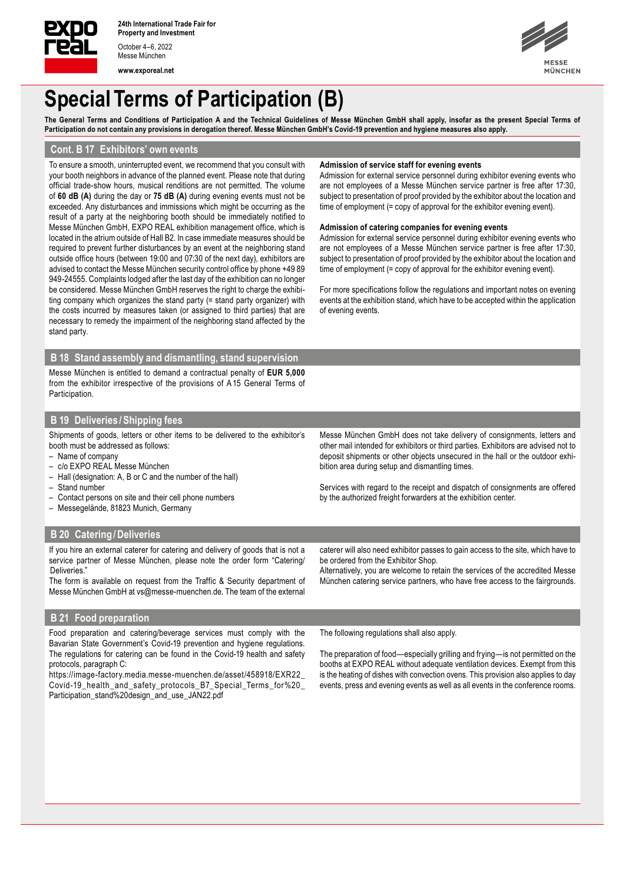# Special Terms of Participation (B)

**The General Terms and Conditions of Participation A and the Technical Guidelines of Messe München GmbH shall apply, insofar as the present Special Terms of Participation do not contain any provisions in derogation thereof. Messe München GmbH's Covid-19 prevention and hygiene measures also apply.**

## Cont. B 17 Exhibitors' own events

To ensure a smooth, uninterrupted event, we recommend that you consult with your booth neighbors in advance of the planned event. Please note that during official trade-show hours, musical renditions are not permitted. The volume of **60 dB (A)** during the day or **75 dB (A)** during evening events must not be exceeded. Any disturbances and immissions which might be occurring as the result of a party at the neighboring booth should be immediately notified to Messe München GmbH, EXPO REAL exhibition management office, which is located in the atrium outside of Hall B2. In case immediate measures should be required to prevent further disturbances by an event at the neighboring stand outside office hours (between 19:00 and 07:30 of the next day), exhibitors are advised to contact the Messe München security control office by phone +49 89 949-24555. Complaints lodged after the last day of the exhibition can no longer be considered. Messe München GmbH reserves the right to charge the exhibiting company which organizes the stand party (= stand party organizer) with the costs incurred by measures taken (or assigned to third parties) that are necessary to remedy the impairment of the neighboring stand affected by the stand party.

**Admission of service staff for evening events**

Admission for external service personnel during exhibitor evening events who are not employees of a Messe München service partner is free after 17:30, subject to presentation of proof provided by the exhibitor about the location and time of employment (= copy of approval for the exhibitor evening event).

**Admission of catering companies for evening events**

Admission for external service personnel during exhibitor evening events who are not employees of a Messe München service partner is free after 17:30, subject to presentation of proof provided by the exhibitor about the location and time of employment (= copy of approval for the exhibitor evening event).

For more specifications follow the regulations and important notes on evening events at the exhibition stand, which have to be accepted within the application of evening events.

## B 18 Stand assembly and dismantling, stand supervision

Messe München is entitled to demand a contractual penalty of **EUR 5,000** from the exhibitor irrespective of the provisions of A 15 General Terms of Participation.

## B 19 Deliveries / Shipping fees

Shipments of goods, letters or other items to be delivered to the exhibitor's booth must be addressed as follows:

- Name of company
- c/o EXPO REAL Messe München
- Hall (designation: A, B or C and the number of the hall)
- Stand number
- Contact persons on site and their cell phone numbers
- Messegelände, 81823 Munich, Germany

Messe München GmbH does not take delivery of consignments, letters and other mail intended for exhibitors or third parties. Exhibitors are advised not to deposit shipments or other objects unsecured in the hall or the outdoor exhibition area during setup and dismantling times.

Services with regard to the receipt and dispatch of consignments are offered by the authorized freight forwarders at the exhibition center.

## B 20 Catering / Deliveries

If you hire an external caterer for catering and delivery of goods that is not a service partner of Messe München, please note the order form "Catering/ Deliveries."

The form is available on request from the Traffic & Security department of Messe München GmbH at vs@messe-muenchen.de. The team of the external caterer will also need exhibitor passes to gain access to the site, which have to be ordered from the Exhibitor Shop.

Alternatively, you are welcome to retain the services of the accredited Messe München catering service partners, who have free access to the fairgrounds.

## B 21 Food preparation

Food preparation and catering/beverage services must comply with the Bavarian State Government's Covid-19 prevention and hygiene regulations. The regulations for catering can be found in the Covid-19 health and safety protocols, paragraph C:

https://image-factory.media.messe-muenchen.de/asset/458918/EXR22_Covid-19_health_and_safety_protocols_B7_Special_Terms_for%20_Participation_stand%20design_and_use_JAN22.pdf

The following regulations shall also apply.

The preparation of food—especially grilling and frying—is not permitted on the booths at EXPO REAL without adequate ventilation devices. Exempt from this is the heating of dishes with convection ovens. This provision also applies to day events, press and evening events as well as all events in the conference rooms.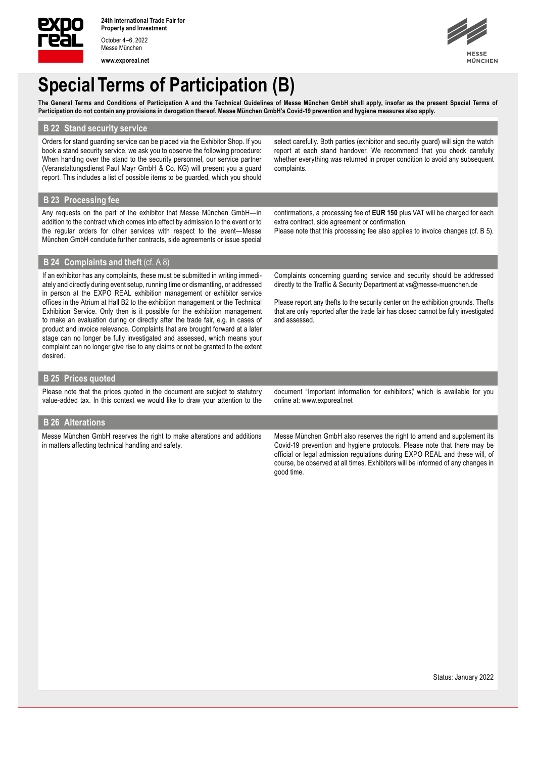# Special Terms of Participation (B)

**The General Terms and Conditions of Participation A and the Technical Guidelines of Messe München GmbH shall apply, insofar as the present Special Terms of Participation do not contain any provisions in derogation thereof. Messe München GmbH's Covid-19 prevention and hygiene measures also apply.**

## B 22 Stand security service

Orders for stand guarding service can be placed via the Exhibitor Shop. If you book a stand security service, we ask you to observe the following procedure: When handing over the stand to the security personnel, our service partner (Veranstaltungsdienst Paul Mayr GmbH & Co. KG) will present you a guard report. This includes a list of possible items to be guarded, which you should select carefully. Both parties (exhibitor and security guard) will sign the watch report at each stand handover. We recommend that you check carefully whether everything was returned in proper condition to avoid any subsequent complaints.

## B 23 Processing fee

Any requests on the part of the exhibitor that Messe München GmbH—in addition to the contract which comes into effect by admission to the event or to the regular orders for other services with respect to the event—Messe München GmbH conclude further contracts, side agreements or issue special confirmations, a processing fee of **EUR 150** plus VAT will be charged for each extra contract, side agreement or confirmation.

Please note that this processing fee also applies to invoice changes (cf. B 5).

## B 24 Complaints and theft (cf. A 8)

If an exhibitor has any complaints, these must be submitted in writing immediately and directly during event setup, running time or dismantling, or addressed in person at the EXPO REAL exhibition management or exhibitor service offices in the Atrium at Hall B2 to the exhibition management or the Technical Exhibition Service. Only then is it possible for the exhibition management to make an evaluation during or directly after the trade fair, e.g. in cases of product and invoice relevance. Complaints that are brought forward at a later stage can no longer be fully investigated and assessed, which means your complaint can no longer give rise to any claims or not be granted to the extent desired.

Complaints concerning guarding service and security should be addressed directly to the Traffic & Security Department at vs@messe-muenchen.de

Please report any thefts to the security center on the exhibition grounds. Thefts that are only reported after the trade fair has closed cannot be fully investigated and assessed.

## B 25 Prices quoted

Please note that the prices quoted in the document are subject to statutory value-added tax. In this context we would like to draw your attention to the document "Important information for exhibitors," which is available for you online at: www.exporeal.net

## B 26 Alterations

Messe München GmbH reserves the right to make alterations and additions in matters affecting technical handling and safety.

Messe München GmbH also reserves the right to amend and supplement its Covid-19 prevention and hygiene protocols. Please note that there may be official or legal admission regulations during EXPO REAL and these will, of course, be observed at all times. Exhibitors will be informed of any changes in good time.

Status: January 2022